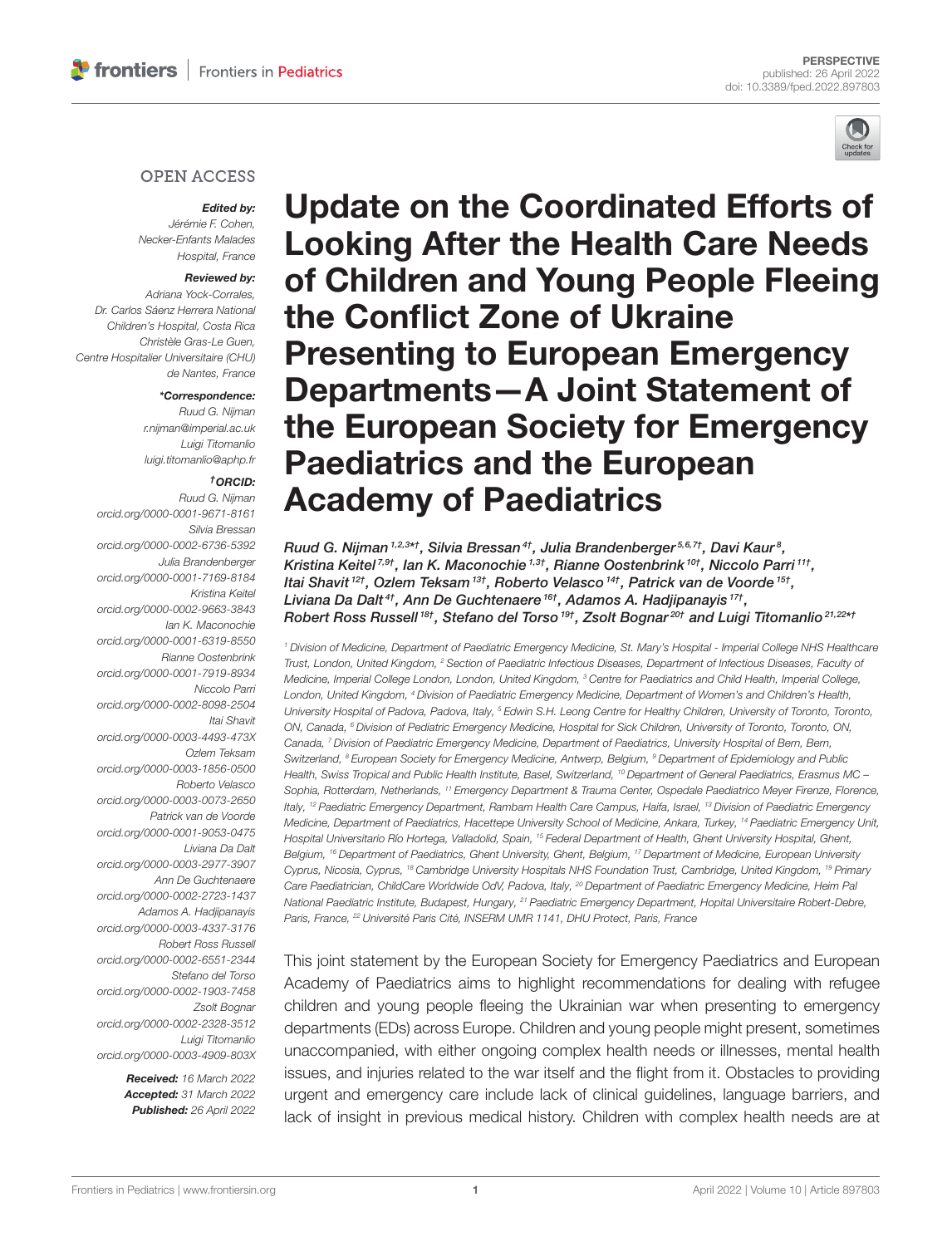PERSPECTIVE
published: 26 April 2022
doi: 10.3389/fped.2022.897803

OPEN ACCESS

***Edited by:***
*Jérémie F. Cohen,*
*Necker-Enfants Malades Hospital, France*

***Reviewed by:***
*Adriana Yock-Corrales,*
*Dr. Carlos Sáenz Herrera National Children's Hospital, Costa Rica*
*Christèle Gras-Le Guen,*
*Centre Hospitalier Universitaire (CHU) de Nantes, France*

***\*Correspondence:***
*Ruud G. Nijman*
*r.nijman@imperial.ac.uk*
*Luigi Titomanlio*
*luigi.titomanlio@aphp.fr*

***†ORCID:***
*Ruud G. Nijman*
*orcid.org/0000-0001-9671-8161*
*Silvia Bressan*
*orcid.org/0000-0002-6736-5392*
*Julia Brandenberger*
*orcid.org/0000-0001-7169-8184*
*Kristina Keitel*
*orcid.org/0000-0002-9663-3843*
*Ian K. Maconochie*
*orcid.org/0000-0001-6319-8550*
*Rianne Oostenbrink*
*orcid.org/0000-0001-7919-8934*
*Niccolo Parri*
*orcid.org/0000-0002-8098-2504*
*Itai Shavit*
*orcid.org/0000-0003-4493-473X*
*Ozlem Teksam*
*orcid.org/0000-0003-1856-0500*
*Roberto Velasco*
*orcid.org/0000-0003-0073-2650*
*Patrick van de Voorde*
*orcid.org/0000-0001-9053-0475*
*Liviana Da Dalt*
*orcid.org/0000-0003-2977-3907*
*Ann De Guchtenaere*
*orcid.org/0000-0002-2723-1437*
*Adamos A. Hadjipanayis*
*orcid.org/0000-0003-4337-3176*
*Robert Ross Russell*
*orcid.org/0000-0002-6551-2344*
*Stefano del Torso*
*orcid.org/0000-0002-1903-7458*
*Zsolt Bognar*
*orcid.org/0000-0002-2328-3512*
*Luigi Titomanlio*
*orcid.org/0000-0003-4909-803X*

***Received:*** *16 March 2022*
***Accepted:*** *31 March 2022*
***Published:*** *26 April 2022*

# Update on the Coordinated Efforts of Looking After the Health Care Needs of Children and Young People Fleeing the Conflict Zone of Ukraine Presenting to European Emergency Departments—A Joint Statement of the European Society for Emergency Paediatrics and the European Academy of Paediatrics

*Ruud G. Nijman[1,2,3*†], Silvia Bressan[4†], Julia Brandenberger[5,6,7†], Davi Kaur[8], Kristina Keitel[7,9†], Ian K. Maconochie[1,3†], Rianne Oostenbrink[10†], Niccolo Parri[11†], Itai Shavit[12†], Ozlem Teksam[13†], Roberto Velasco[14†], Patrick van de Voorde[15†], Liviana Da Dalt[4†], Ann De Guchtenaere[16†], Adamos A. Hadjipanayis[17†], Robert Ross Russell[18†], Stefano del Torso[19†], Zsolt Bognar[20†] and Luigi Titomanlio[21,22*†]*

[1] Division of Medicine, Department of Paediatric Emergency Medicine, St. Mary's Hospital - Imperial College NHS Healthcare Trust, London, United Kingdom, [2] Section of Paediatric Infectious Diseases, Department of Infectious Diseases, Faculty of Medicine, Imperial College London, London, United Kingdom, [3] Centre for Paediatrics and Child Health, Imperial College, London, United Kingdom, [4] Division of Paediatric Emergency Medicine, Department of Women's and Children's Health, University Hospital of Padova, Padova, Italy, [5] Edwin S.H. Leong Centre for Healthy Children, University of Toronto, Toronto, ON, Canada, [6] Division of Pediatric Emergency Medicine, Hospital for Sick Children, University of Toronto, Toronto, ON, Canada, [7] Division of Paediatric Emergency Medicine, Department of Paediatrics, University Hospital of Bern, Bern, Switzerland, [8] European Society for Emergency Medicine, Antwerp, Belgium, [9] Department of Epidemiology and Public Health, Swiss Tropical and Public Health Institute, Basel, Switzerland, [10] Department of General Paediatrics, Erasmus MC – Sophia, Rotterdam, Netherlands, [11] Emergency Department & Trauma Center, Ospedale Paediatrico Meyer Firenze, Florence, Italy, [12] Paediatric Emergency Department, Rambam Health Care Campus, Haifa, Israel, [13] Division of Paediatric Emergency Medicine, Department of Paediatrics, Hacettepe University School of Medicine, Ankara, Turkey, [14] Paediatric Emergency Unit, Hospital Universitario Río Hortega, Valladolid, Spain, [15] Federal Department of Health, Ghent University Hospital, Ghent, Belgium, [16] Department of Paediatrics, Ghent University, Ghent, Belgium, [17] Department of Medicine, European University Cyprus, Nicosia, Cyprus, [18] Cambridge University Hospitals NHS Foundation Trust, Cambridge, United Kingdom, [19] Primary Care Paediatrician, ChildCare Worldwide OdV, Padova, Italy, [20] Department of Paediatric Emergency Medicine, Heim Pal National Paediatric Institute, Budapest, Hungary, [21] Paediatric Emergency Department, Hopital Universitaire Robert-Debre, Paris, France, [22] Université Paris Cité, INSERM UMR 1141, DHU Protect, Paris, France

This joint statement by the European Society for Emergency Paediatrics and European Academy of Paediatrics aims to highlight recommendations for dealing with refugee children and young people fleeing the Ukrainian war when presenting to emergency departments (EDs) across Europe. Children and young people might present, sometimes unaccompanied, with either ongoing complex health needs or illnesses, mental health issues, and injuries related to the war itself and the flight from it. Obstacles to providing urgent and emergency care include lack of clinical guidelines, language barriers, and lack of insight in previous medical history. Children with complex health needs are at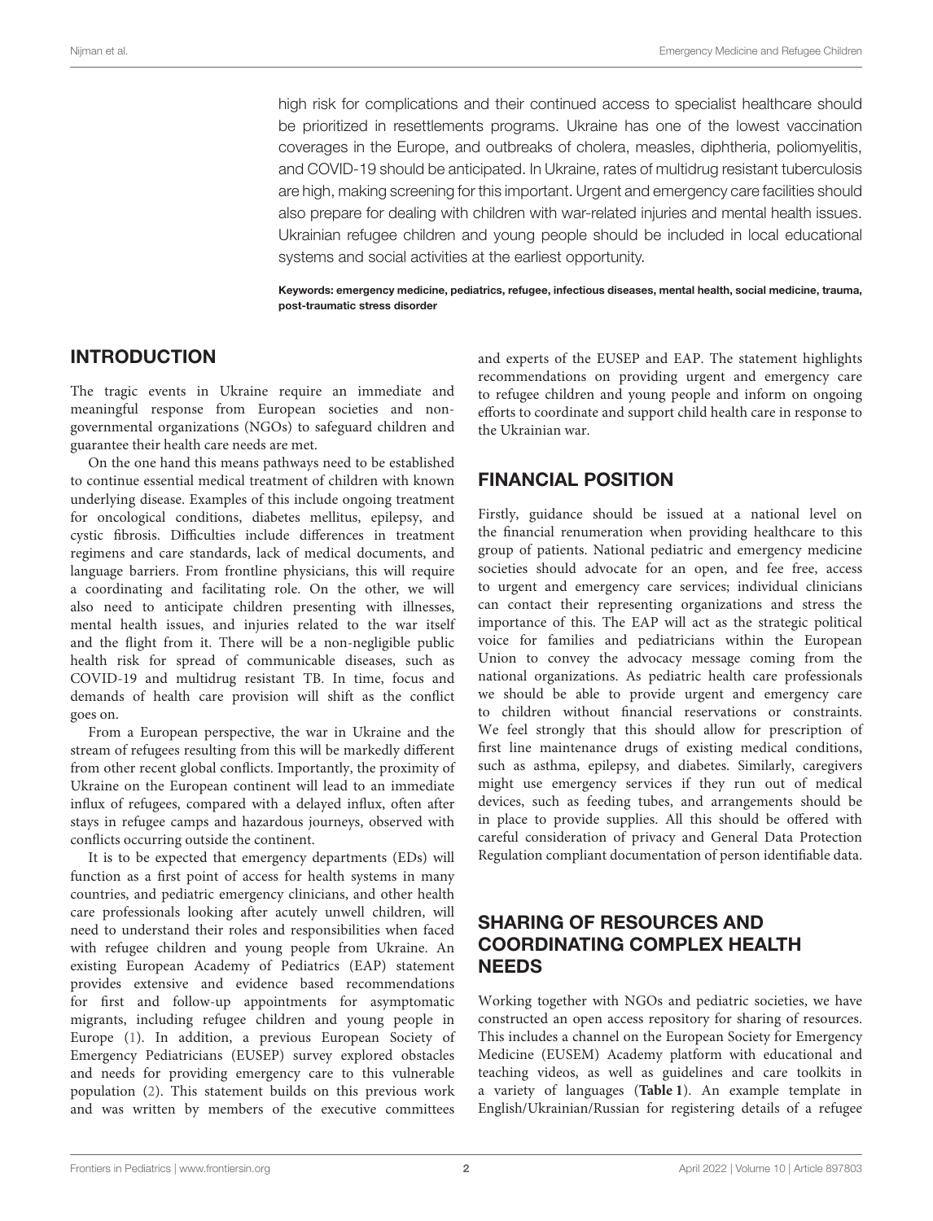high risk for complications and their continued access to specialist healthcare should be prioritized in resettlements programs. Ukraine has one of the lowest vaccination coverages in the Europe, and outbreaks of cholera, measles, diphtheria, poliomyelitis, and COVID-19 should be anticipated. In Ukraine, rates of multidrug resistant tuberculosis are high, making screening for this important. Urgent and emergency care facilities should also prepare for dealing with children with war-related injuries and mental health issues. Ukrainian refugee children and young people should be included in local educational systems and social activities at the earliest opportunity.

**Keywords: emergency medicine, pediatrics, refugee, infectious diseases, mental health, social medicine, trauma, post-traumatic stress disorder**

## INTRODUCTION

The tragic events in Ukraine require an immediate and meaningful response from European societies and non-governmental organizations (NGOs) to safeguard children and guarantee their health care needs are met.

On the one hand this means pathways need to be established to continue essential medical treatment of children with known underlying disease. Examples of this include ongoing treatment for oncological conditions, diabetes mellitus, epilepsy, and cystic fibrosis. Difficulties include differences in treatment regimens and care standards, lack of medical documents, and language barriers. From frontline physicians, this will require a coordinating and facilitating role. On the other, we will also need to anticipate children presenting with illnesses, mental health issues, and injuries related to the war itself and the flight from it. There will be a non-negligible public health risk for spread of communicable diseases, such as COVID-19 and multidrug resistant TB. In time, focus and demands of health care provision will shift as the conflict goes on.

From a European perspective, the war in Ukraine and the stream of refugees resulting from this will be markedly different from other recent global conflicts. Importantly, the proximity of Ukraine on the European continent will lead to an immediate influx of refugees, compared with a delayed influx, often after stays in refugee camps and hazardous journeys, observed with conflicts occurring outside the continent.

It is to be expected that emergency departments (EDs) will function as a first point of access for health systems in many countries, and pediatric emergency clinicians, and other health care professionals looking after acutely unwell children, will need to understand their roles and responsibilities when faced with refugee children and young people from Ukraine. An existing European Academy of Pediatrics (EAP) statement provides extensive and evidence based recommendations for first and follow-up appointments for asymptomatic migrants, including refugee children and young people in Europe (1). In addition, a previous European Society of Emergency Pediatricians (EUSEP) survey explored obstacles and needs for providing emergency care to this vulnerable population (2). This statement builds on this previous work and was written by members of the executive committees and experts of the EUSEP and EAP. The statement highlights recommendations on providing urgent and emergency care to refugee children and young people and inform on ongoing efforts to coordinate and support child health care in response to the Ukrainian war.

## FINANCIAL POSITION

Firstly, guidance should be issued at a national level on the financial renumeration when providing healthcare to this group of patients. National pediatric and emergency medicine societies should advocate for an open, and fee free, access to urgent and emergency care services; individual clinicians can contact their representing organizations and stress the importance of this. The EAP will act as the strategic political voice for families and pediatricians within the European Union to convey the advocacy message coming from the national organizations. As pediatric health care professionals we should be able to provide urgent and emergency care to children without financial reservations or constraints. We feel strongly that this should allow for prescription of first line maintenance drugs of existing medical conditions, such as asthma, epilepsy, and diabetes. Similarly, caregivers might use emergency services if they run out of medical devices, such as feeding tubes, and arrangements should be in place to provide supplies. All this should be offered with careful consideration of privacy and General Data Protection Regulation compliant documentation of person identifiable data.

## SHARING OF RESOURCES AND COORDINATING COMPLEX HEALTH NEEDS

Working together with NGOs and pediatric societies, we have constructed an open access repository for sharing of resources. This includes a channel on the European Society for Emergency Medicine (EUSEM) Academy platform with educational and teaching videos, as well as guidelines and care toolkits in a variety of languages (**Table 1**). An example template in English/Ukrainian/Russian for registering details of a refugee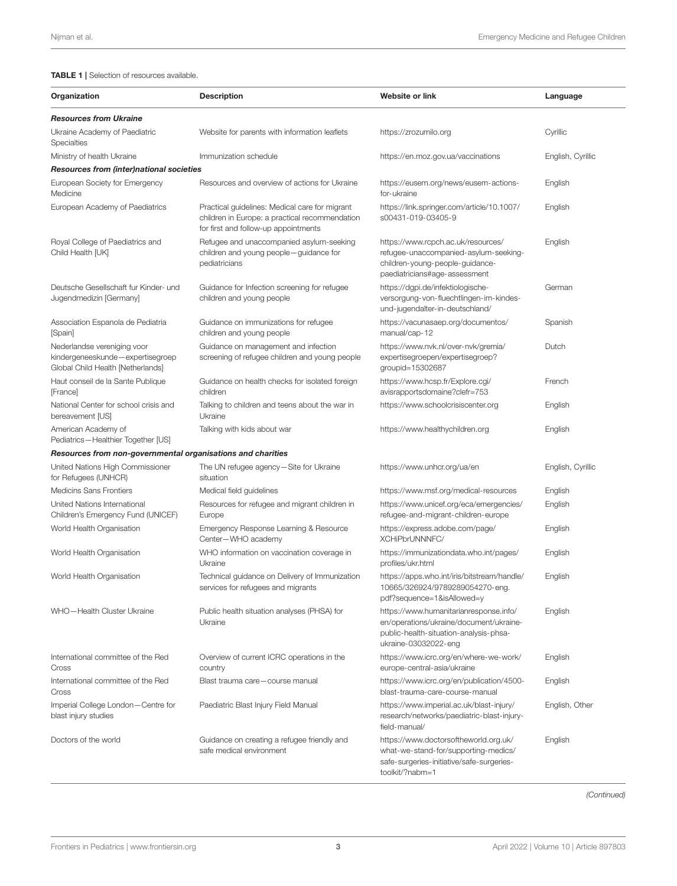**TABLE 1** | Selection of resources available.

| Organization | Description | Website or link | Language |
|---|---|---|---|
| ***Resources from Ukraine*** | | | |
| Ukraine Academy of Paediatric Specialties | Website for parents with information leaflets | https://zrozumilo.org | Cyrillic |
| Ministry of health Ukraine | Immunization schedule | https://en.moz.gov.ua/vaccinations | English, Cyrillic |
| ***Resources from (inter)national societies*** | | | |
| European Society for Emergency Medicine | Resources and overview of actions for Ukraine | https://eusem.org/news/eusem-actions-for-ukraine | English |
| European Academy of Paediatrics | Practical guidelines: Medical care for migrant children in Europe: a practical recommendation for first and follow-up appointments | https://link.springer.com/article/10.1007/s00431-019-03405-9 | English |
| Royal College of Paediatrics and Child Health [UK] | Refugee and unaccompanied asylum-seeking children and young people—guidance for pediatricians | https://www.rcpch.ac.uk/resources/refugee-unaccompanied-asylum-seeking-children-young-people-guidance-paediatricians#age-assessment | English |
| Deutsche Gesellschaft fur Kinder- und Jugendmedizin [Germany] | Guidance for Infection screening for refugee children and young people | https://dgpi.de/infektiologische-versorgung-von-fluechtlingen-im-kindes-und-jugendalter-in-deutschland/ | German |
| Association Espanola de Pediatria [Spain] | Guidance on immunizations for refugee children and young people | https://vacunasaep.org/documentos/manual/cap-12 | Spanish |
| Nederlandse vereniging voor kindergeneeskunde—expertisegroep Global Child Health [Netherlands] | Guidance on management and infection screening of refugee children and young people | https://www.nvk.nl/over-nvk/gremia/expertisegroepen/expertisegroep?groupid=15302687 | Dutch |
| Haut conseil de la Sante Publique [France] | Guidance on health checks for isolated foreign children | https://www.hcsp.fr/Explore.cgi/avisrapportsdomaine?clefr=753 | French |
| National Center for school crisis and bereavement [US] | Talking to children and teens about the war in Ukraine | https://www.schoolcrisiscenter.org | English |
| American Academy of Pediatrics—Healthier Together [US] | Talking with kids about war | https://www.healthychildren.org | English |
| ***Resources from non-governmental organisations and charities*** | | | |
| United Nations High Commissioner for Refugees (UNHCR) | The UN refugee agency—Site for Ukraine situation | https://www.unhcr.org/ua/en | English, Cyrillic |
| Medicins Sans Frontiers | Medical field guidelines | https://www.msf.org/medical-resources | English |
| United Nations International Children's Emergency Fund (UNICEF) | Resources for refugee and migrant children in Europe | https://www.unicef.org/eca/emergencies/refugee-and-migrant-children-europe | English |
| World Health Organisation | Emergency Response Learning & Resource Center—WHO academy | https://express.adobe.com/page/XCHiPbrUNNNFC/ | English |
| World Health Organisation | WHO information on vaccination coverage in Ukraine | https://immunizationdata.who.int/pages/profiles/ukr.html | English |
| World Health Organisation | Technical guidance on Delivery of Immunization services for refugees and migrants | https://apps.who.int/iris/bitstream/handle/10665/326924/9789289054270-eng.pdf?sequence=1&isAllowed=y | English |
| WHO—Health Cluster Ukraine | Public health situation analyses (PHSA) for Ukraine | https://www.humanitarianresponse.info/en/operations/ukraine/document/ukraine-public-health-situation-analysis-phsa-ukraine-03032022-eng | English |
| International committee of the Red Cross | Overview of current ICRC operations in the country | https://www.icrc.org/en/where-we-work/europe-central-asia/ukraine | English |
| International committee of the Red Cross | Blast trauma care—course manual | https://www.icrc.org/en/publication/4500-blast-trauma-care-course-manual | English |
| Imperial College London—Centre for blast injury studies | Paediatric Blast Injury Field Manual | https://www.imperial.ac.uk/blast-injury/research/networks/paediatric-blast-injury-field-manual/ | English, Other |
| Doctors of the world | Guidance on creating a refugee friendly and safe medical environment | https://www.doctorsoftheworld.org.uk/what-we-stand-for/supporting-medics/safe-surgeries-initiative/safe-surgeries-toolkit/?nabm=1 | English |

*(Continued)*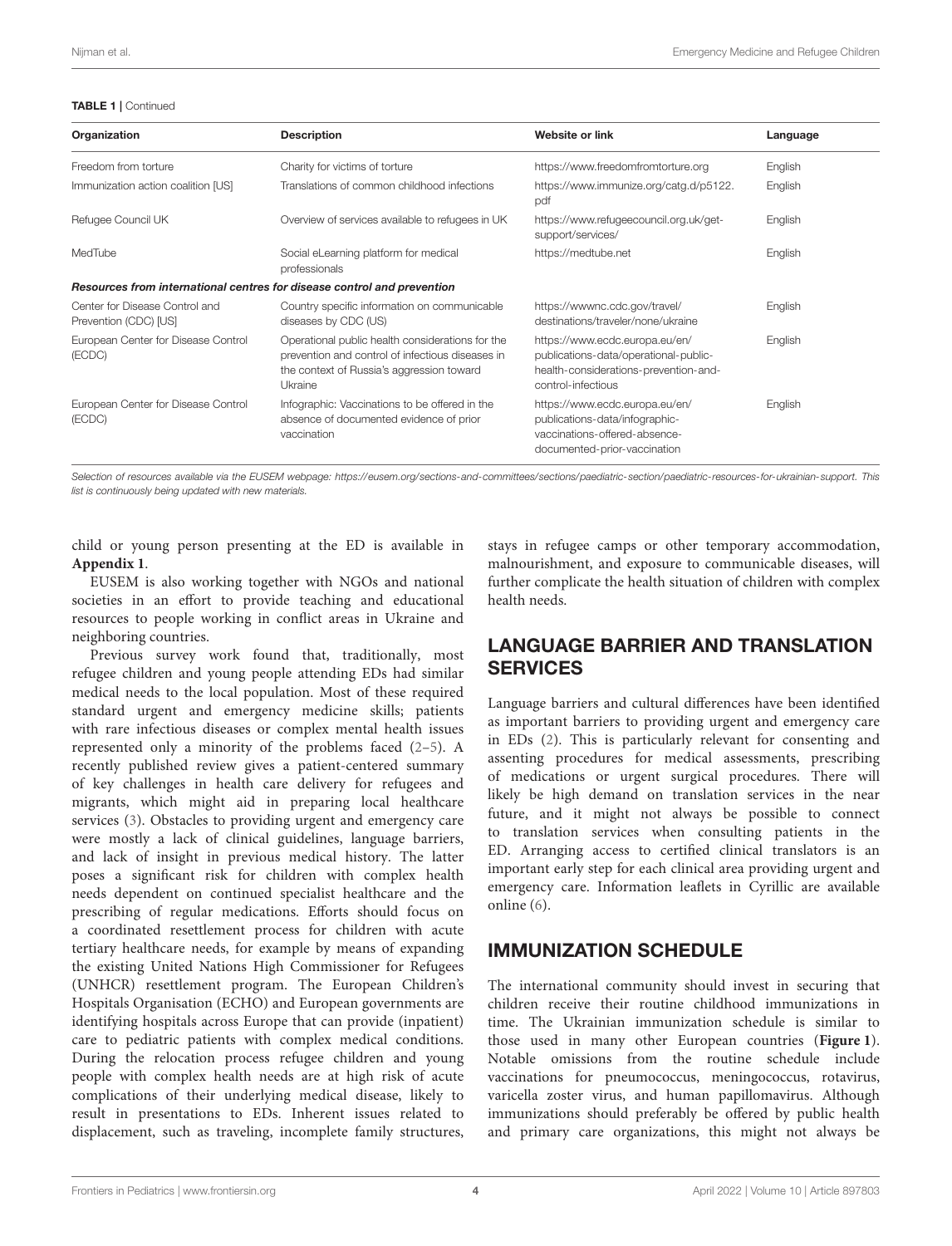**TABLE 1** | Continued

| Organization | Description | Website or link | Language |
|---|---|---|---|
| Freedom from torture | Charity for victims of torture | https://www.freedomfromtorture.org | English |
| Immunization action coalition [US] | Translations of common childhood infections | https://www.immunize.org/catg.d/p5122.pdf | English |
| Refugee Council UK | Overview of services available to refugees in UK | https://www.refugeecouncil.org.uk/get-support/services/ | English |
| MedTube | Social eLearning platform for medical professionals | https://medtube.net | English |
| ***Resources from international centres for disease control and prevention*** | | | |
| Center for Disease Control and Prevention (CDC) [US] | Country specific information on communicable diseases by CDC (US) | https://wwwnc.cdc.gov/travel/destinations/traveler/none/ukraine | English |
| European Center for Disease Control (ECDC) | Operational public health considerations for the prevention and control of infectious diseases in the context of Russia's aggression toward Ukraine | https://www.ecdc.europa.eu/en/publications-data/operational-public-health-considerations-prevention-and-control-infectious | English |
| European Center for Disease Control (ECDC) | Infographic: Vaccinations to be offered in the absence of documented evidence of prior vaccination | https://www.ecdc.europa.eu/en/publications-data/infographic-vaccinations-offered-absence-documented-prior-vaccination | English |

*Selection of resources available via the EUSEM webpage: https://eusem.org/sections-and-committees/sections/paediatric-section/paediatric-resources-for-ukrainian-support. This list is continuously being updated with new materials.*

child or young person presenting at the ED is available in **Appendix 1**.

EUSEM is also working together with NGOs and national societies in an effort to provide teaching and educational resources to people working in conflict areas in Ukraine and neighboring countries.

Previous survey work found that, traditionally, most refugee children and young people attending EDs had similar medical needs to the local population. Most of these required standard urgent and emergency medicine skills; patients with rare infectious diseases or complex mental health issues represented only a minority of the problems faced (2–5). A recently published review gives a patient-centered summary of key challenges in health care delivery for refugees and migrants, which might aid in preparing local healthcare services (3). Obstacles to providing urgent and emergency care were mostly a lack of clinical guidelines, language barriers, and lack of insight in previous medical history. The latter poses a significant risk for children with complex health needs dependent on continued specialist healthcare and the prescribing of regular medications. Efforts should focus on a coordinated resettlement process for children with acute tertiary healthcare needs, for example by means of expanding the existing United Nations High Commissioner for Refugees (UNHCR) resettlement program. The European Children's Hospitals Organisation (ECHO) and European governments are identifying hospitals across Europe that can provide (inpatient) care to pediatric patients with complex medical conditions. During the relocation process refugee children and young people with complex health needs are at high risk of acute complications of their underlying medical disease, likely to result in presentations to EDs. Inherent issues related to displacement, such as traveling, incomplete family structures, stays in refugee camps or other temporary accommodation, malnourishment, and exposure to communicable diseases, will further complicate the health situation of children with complex health needs.

## LANGUAGE BARRIER AND TRANSLATION SERVICES

Language barriers and cultural differences have been identified as important barriers to providing urgent and emergency care in EDs (2). This is particularly relevant for consenting and assenting procedures for medical assessments, prescribing of medications or urgent surgical procedures. There will likely be high demand on translation services in the near future, and it might not always be possible to connect to translation services when consulting patients in the ED. Arranging access to certified clinical translators is an important early step for each clinical area providing urgent and emergency care. Information leaflets in Cyrillic are available online (6).

## IMMUNIZATION SCHEDULE

The international community should invest in securing that children receive their routine childhood immunizations in time. The Ukrainian immunization schedule is similar to those used in many other European countries (**Figure 1**). Notable omissions from the routine schedule include vaccinations for pneumococcus, meningococcus, rotavirus, varicella zoster virus, and human papillomavirus. Although immunizations should preferably be offered by public health and primary care organizations, this might not always be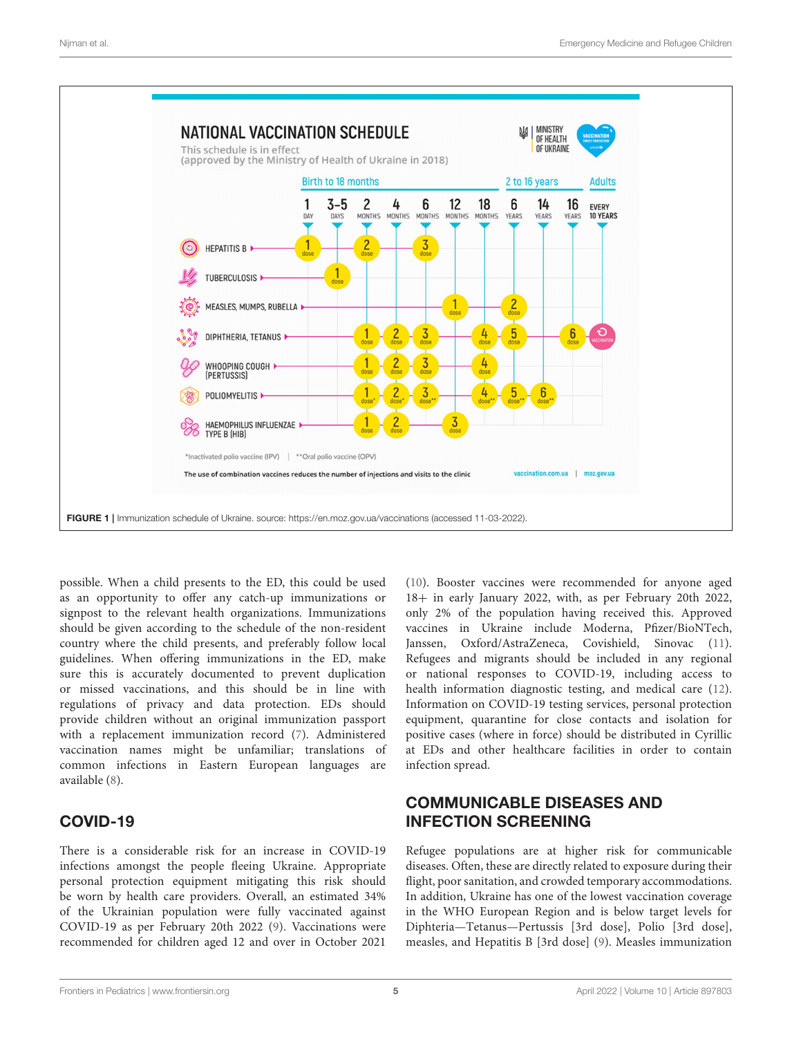NATIONAL VACCINATION SCHEDULE

This schedule is in effect (approved by the Ministry of Health of Ukraine in 2018)

| | Birth to 18 months | | | | | | | 2 to 16 years | | | Adults |
|---|---|---|---|---|---|---|---|---|---|---|---|
| | 1 DAY | 3-5 DAYS | 2 MONTHS | 4 MONTHS | 6 MONTHS | 12 MONTHS | 18 MONTHS | 6 YEARS | 14 YEARS | 16 YEARS | EVERY 10 YEARS |
| HEPATITIS B | 1 dose | | 2 dose | | 3 dose | | | | | | |
| TUBERCULOSIS | | 1 dose | | | | | | | | | |
| MEASLES, MUMPS, RUBELLA | | | | | | 1 dose | | 2 dose | | | |
| DIPHTHERIA, TETANUS | | | 1 dose | 2 dose | 3 dose | | 4 dose | 5 dose | | 6 dose | VACCINATION |
| WHOOPING COUGH (PERTUSSIS) | | | 1 dose | 2 dose | 3 dose | | 4 dose | | | | |
| POLIOMYELITIS | | | 1 dose* | 2 dose* | 3 dose** | | 4 dose** | 5 dose** | 6 dose** | | |
| HAEMOPHILUS INFLUENZAE TYPE B (HIB) | | | 1 dose | 2 dose | | 3 dose | | | | | |

*Inactivated polio vaccine (IPV) | **Oral polio vaccine (OPV)

The use of combination vaccines reduces the number of injections and visits to the clinic

vaccination.com.ua | moz.gov.ua

**FIGURE 1** | Immunization schedule of Ukraine. source: https://en.moz.gov.ua/vaccinations (accessed 11-03-2022).

possible. When a child presents to the ED, this could be used as an opportunity to offer any catch-up immunizations or signpost to the relevant health organizations. Immunizations should be given according to the schedule of the non-resident country where the child presents, and preferably follow local guidelines. When offering immunizations in the ED, make sure this is accurately documented to prevent duplication or missed vaccinations, and this should be in line with regulations of privacy and data protection. EDs should provide children without an original immunization passport with a replacement immunization record (7). Administered vaccination names might be unfamiliar; translations of common infections in Eastern European languages are available (8).

## COVID-19

There is a considerable risk for an increase in COVID-19 infections amongst the people fleeing Ukraine. Appropriate personal protection equipment mitigating this risk should be worn by health care providers. Overall, an estimated 34% of the Ukrainian population were fully vaccinated against COVID-19 as per February 20th 2022 (9). Vaccinations were recommended for children aged 12 and over in October 2021 (10). Booster vaccines were recommended for anyone aged 18+ in early January 2022, with, as per February 20th 2022, only 2% of the population having received this. Approved vaccines in Ukraine include Moderna, Pfizer/BioNTech, Janssen, Oxford/AstraZeneca, Covishield, Sinovac (11). Refugees and migrants should be included in any regional or national responses to COVID-19, including access to health information diagnostic testing, and medical care (12). Information on COVID-19 testing services, personal protection equipment, quarantine for close contacts and isolation for positive cases (where in force) should be distributed in Cyrillic at EDs and other healthcare facilities in order to contain infection spread.

## COMMUNICABLE DISEASES AND INFECTION SCREENING

Refugee populations are at higher risk for communicable diseases. Often, these are directly related to exposure during their flight, poor sanitation, and crowded temporary accommodations. In addition, Ukraine has one of the lowest vaccination coverage in the WHO European Region and is below target levels for Diphteria—Tetanus—Pertussis [3rd dose], Polio [3rd dose], measles, and Hepatitis B [3rd dose] (9). Measles immunization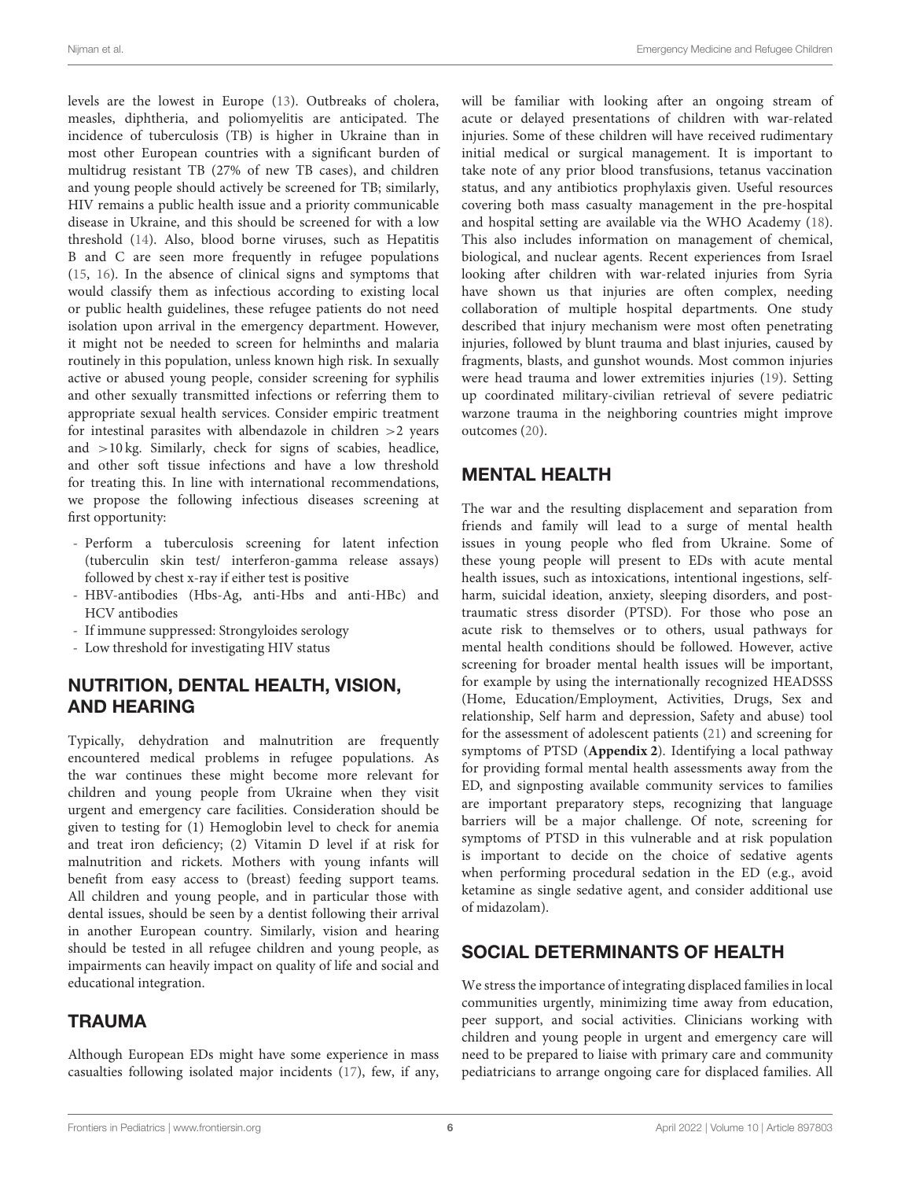levels are the lowest in Europe (13). Outbreaks of cholera, measles, diphtheria, and poliomyelitis are anticipated. The incidence of tuberculosis (TB) is higher in Ukraine than in most other European countries with a significant burden of multidrug resistant TB (27% of new TB cases), and children and young people should actively be screened for TB; similarly, HIV remains a public health issue and a priority communicable disease in Ukraine, and this should be screened for with a low threshold (14). Also, blood borne viruses, such as Hepatitis B and C are seen more frequently in refugee populations (15, 16). In the absence of clinical signs and symptoms that would classify them as infectious according to existing local or public health guidelines, these refugee patients do not need isolation upon arrival in the emergency department. However, it might not be needed to screen for helminths and malaria routinely in this population, unless known high risk. In sexually active or abused young people, consider screening for syphilis and other sexually transmitted infections or referring them to appropriate sexual health services. Consider empiric treatment for intestinal parasites with albendazole in children >2 years and >10 kg. Similarly, check for signs of scabies, headlice, and other soft tissue infections and have a low threshold for treating this. In line with international recommendations, we propose the following infectious diseases screening at first opportunity:

- Perform a tuberculosis screening for latent infection (tuberculin skin test/ interferon-gamma release assays) followed by chest x-ray if either test is positive
- HBV-antibodies (Hbs-Ag, anti-Hbs and anti-HBc) and HCV antibodies
- If immune suppressed: Strongyloides serology
- Low threshold for investigating HIV status

## NUTRITION, DENTAL HEALTH, VISION, AND HEARING

Typically, dehydration and malnutrition are frequently encountered medical problems in refugee populations. As the war continues these might become more relevant for children and young people from Ukraine when they visit urgent and emergency care facilities. Consideration should be given to testing for (1) Hemoglobin level to check for anemia and treat iron deficiency; (2) Vitamin D level if at risk for malnutrition and rickets. Mothers with young infants will benefit from easy access to (breast) feeding support teams. All children and young people, and in particular those with dental issues, should be seen by a dentist following their arrival in another European country. Similarly, vision and hearing should be tested in all refugee children and young people, as impairments can heavily impact on quality of life and social and educational integration.

## TRAUMA

Although European EDs might have some experience in mass casualties following isolated major incidents (17), few, if any, will be familiar with looking after an ongoing stream of acute or delayed presentations of children with war-related injuries. Some of these children will have received rudimentary initial medical or surgical management. It is important to take note of any prior blood transfusions, tetanus vaccination status, and any antibiotics prophylaxis given. Useful resources covering both mass casualty management in the pre-hospital and hospital setting are available via the WHO Academy (18). This also includes information on management of chemical, biological, and nuclear agents. Recent experiences from Israel looking after children with war-related injuries from Syria have shown us that injuries are often complex, needing collaboration of multiple hospital departments. One study described that injury mechanism were most often penetrating injuries, followed by blunt trauma and blast injuries, caused by fragments, blasts, and gunshot wounds. Most common injuries were head trauma and lower extremities injuries (19). Setting up coordinated military-civilian retrieval of severe pediatric warzone trauma in the neighboring countries might improve outcomes (20).

## MENTAL HEALTH

The war and the resulting displacement and separation from friends and family will lead to a surge of mental health issues in young people who fled from Ukraine. Some of these young people will present to EDs with acute mental health issues, such as intoxications, intentional ingestions, self-harm, suicidal ideation, anxiety, sleeping disorders, and post-traumatic stress disorder (PTSD). For those who pose an acute risk to themselves or to others, usual pathways for mental health conditions should be followed. However, active screening for broader mental health issues will be important, for example by using the internationally recognized HEADSSS (Home, Education/Employment, Activities, Drugs, Sex and relationship, Self harm and depression, Safety and abuse) tool for the assessment of adolescent patients (21) and screening for symptoms of PTSD (**Appendix 2**). Identifying a local pathway for providing formal mental health assessments away from the ED, and signposting available community services to families are important preparatory steps, recognizing that language barriers will be a major challenge. Of note, screening for symptoms of PTSD in this vulnerable and at risk population is important to decide on the choice of sedative agents when performing procedural sedation in the ED (e.g., avoid ketamine as single sedative agent, and consider additional use of midazolam).

## SOCIAL DETERMINANTS OF HEALTH

We stress the importance of integrating displaced families in local communities urgently, minimizing time away from education, peer support, and social activities. Clinicians working with children and young people in urgent and emergency care will need to be prepared to liaise with primary care and community pediatricians to arrange ongoing care for displaced families. All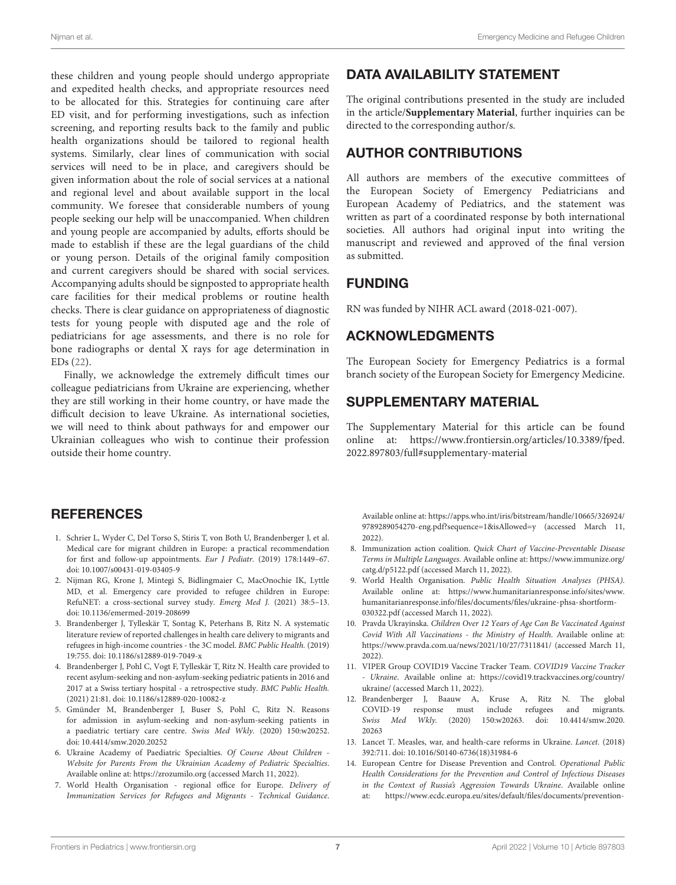these children and young people should undergo appropriate and expedited health checks, and appropriate resources need to be allocated for this. Strategies for continuing care after ED visit, and for performing investigations, such as infection screening, and reporting results back to the family and public health organizations should be tailored to regional health systems. Similarly, clear lines of communication with social services will need to be in place, and caregivers should be given information about the role of social services at a national and regional level and about available support in the local community. We foresee that considerable numbers of young people seeking our help will be unaccompanied. When children and young people are accompanied by adults, efforts should be made to establish if these are the legal guardians of the child or young person. Details of the original family composition and current caregivers should be shared with social services. Accompanying adults should be signposted to appropriate health care facilities for their medical problems or routine health checks. There is clear guidance on appropriateness of diagnostic tests for young people with disputed age and the role of pediatricians for age assessments, and there is no role for bone radiographs or dental X rays for age determination in EDs (22).

Finally, we acknowledge the extremely difficult times our colleague pediatricians from Ukraine are experiencing, whether they are still working in their home country, or have made the difficult decision to leave Ukraine. As international societies, we will need to think about pathways for and empower our Ukrainian colleagues who wish to continue their profession outside their home country.

## DATA AVAILABILITY STATEMENT

The original contributions presented in the study are included in the article/**Supplementary Material**, further inquiries can be directed to the corresponding author/s.

## AUTHOR CONTRIBUTIONS

All authors are members of the executive committees of the European Society of Emergency Pediatricians and European Academy of Pediatrics, and the statement was written as part of a coordinated response by both international societies. All authors had original input into writing the manuscript and reviewed and approved of the final version as submitted.

## FUNDING

RN was funded by NIHR ACL award (2018-021-007).

## ACKNOWLEDGMENTS

The European Society for Emergency Pediatrics is a formal branch society of the European Society for Emergency Medicine.

## SUPPLEMENTARY MATERIAL

The Supplementary Material for this article can be found online at: https://www.frontiersin.org/articles/10.3389/fped.2022.897803/full#supplementary-material

## REFERENCES

1. Schrier L, Wyder C, Del Torso S, Stiris T, von Both U, Brandenberger J, et al. Medical care for migrant children in Europe: a practical recommendation for first and follow-up appointments. *Eur J Pediatr.* (2019) 178:1449–67. doi: 10.1007/s00431-019-03405-9
2. Nijman RG, Krone J, Mintegi S, Bidlingmaier C, MacOnochie IK, Lyttle MD, et al. Emergency care provided to refugee children in Europe: RefuNET: a cross-sectional survey study. *Emerg Med J.* (2021) 38:5–13. doi: 10.1136/emermed-2019-208699
3. Brandenberger J, Tylleskär T, Sontag K, Peterhans B, Ritz N. A systematic literature review of reported challenges in health care delivery to migrants and refugees in high-income countries - the 3C model. *BMC Public Health.* (2019) 19:755. doi: 10.1186/s12889-019-7049-x
4. Brandenberger J, Pohl C, Vogt F, Tylleskär T, Ritz N. Health care provided to recent asylum-seeking and non-asylum-seeking pediatric patients in 2016 and 2017 at a Swiss tertiary hospital - a retrospective study. *BMC Public Health.* (2021) 21:81. doi: 10.1186/s12889-020-10082-z
5. Gmünder M, Brandenberger J, Buser S, Pohl C, Ritz N. Reasons for admission in asylum-seeking and non-asylum-seeking patients in a paediatric tertiary care centre. *Swiss Med Wkly.* (2020) 150:w20252. doi: 10.4414/smw.2020.20252
6. Ukraine Academy of Paediatric Specialties. *Of Course About Children - Website for Parents From the Ukrainian Academy of Pediatric Specialties*. Available online at: https://zrozumilo.org (accessed March 11, 2022).
7. World Health Organisation - regional office for Europe. *Delivery of Immunization Services for Refugees and Migrants - Technical Guidance*. Available online at: https://apps.who.int/iris/bitstream/handle/10665/326924/9789289054270-eng.pdf?sequence=1&isAllowed=y (accessed March 11, 2022).
8. Immunization action coalition. *Quick Chart of Vaccine-Preventable Disease Terms in Multiple Languages*. Available online at: https://www.immunize.org/catg.d/p5122.pdf (accessed March 11, 2022).
9. World Health Organisation. *Public Health Situation Analyses (PHSA)*. Available online at: https://www.humanitarianresponse.info/sites/www.humanitarianresponse.info/files/documents/files/ukraine-phsa-shortform-030322.pdf (accessed March 11, 2022).
10. Pravda Ukrayinska. *Children Over 12 Years of Age Can Be Vaccinated Against Covid With All Vaccinations - the Ministry of Health*. Available online at: https://www.pravda.com.ua/news/2021/10/27/7311841/ (accessed March 11, 2022).
11. VIPER Group COVID19 Vaccine Tracker Team. *COVID19 Vaccine Tracker - Ukraine*. Available online at: https://covid19.trackvaccines.org/country/ukraine/ (accessed March 11, 2022).
12. Brandenberger J, Baauw A, Kruse A, Ritz N. The global COVID-19 response must include refugees and migrants. *Swiss Med Wkly.* (2020) 150:w20263. doi: 10.4414/smw.2020.20263
13. Lancet T. Measles, war, and health-care reforms in Ukraine. *Lancet.* (2018) 392:711. doi: 10.1016/S0140-6736(18)31984-6
14. European Centre for Disease Prevention and Control. *Operational Public Health Considerations for the Prevention and Control of Infectious Diseases in the Context of Russia's Aggression Towards Ukraine*. Available online at: https://www.ecdc.europa.eu/sites/default/files/documents/prevention-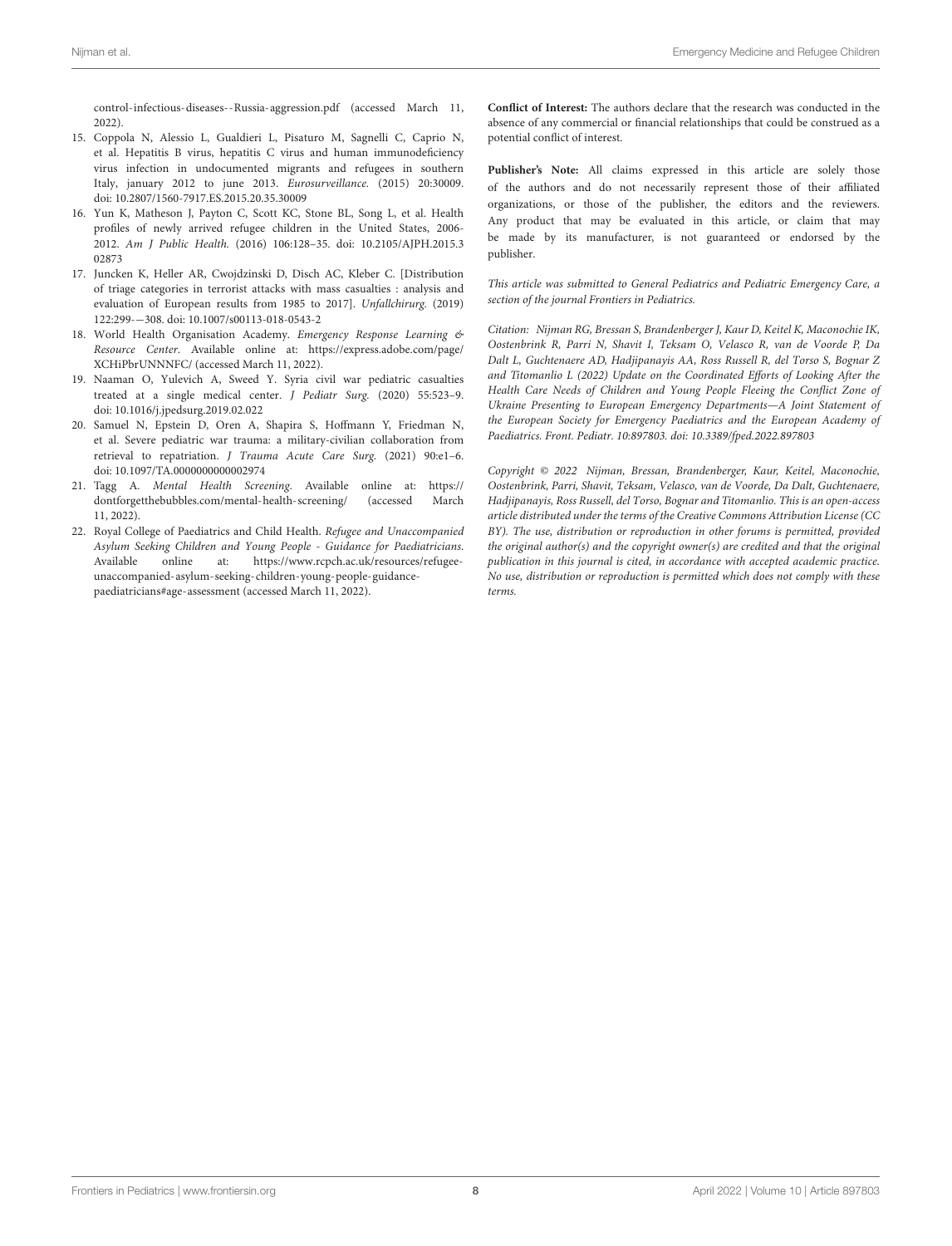control-infectious-diseases--Russia-aggression.pdf (accessed March 11, 2022).

15. Coppola N, Alessio L, Gualdieri L, Pisaturo M, Sagnelli C, Caprio N, et al. Hepatitis B virus, hepatitis C virus and human immunodeficiency virus infection in undocumented migrants and refugees in southern Italy, january 2012 to june 2013. *Eurosurveillance.* (2015) 20:30009. doi: 10.2807/1560-7917.ES.2015.20.35.30009
16. Yun K, Matheson J, Payton C, Scott KC, Stone BL, Song L, et al. Health profiles of newly arrived refugee children in the United States, 2006-2012. *Am J Public Health.* (2016) 106:128–35. doi: 10.2105/AJPH.2015.302873
17. Juncken K, Heller AR, Cwojdzinski D, Disch AC, Kleber C. [Distribution of triage categories in terrorist attacks with mass casualties : analysis and evaluation of European results from 1985 to 2017]. *Unfallchirurg.* (2019) 122:299-−308. doi: 10.1007/s00113-018-0543-2
18. World Health Organisation Academy. *Emergency Response Learning & Resource Center*. Available online at: https://express.adobe.com/page/XCHiPbrUNNNFC/ (accessed March 11, 2022).
19. Naaman O, Yulevich A, Sweed Y. Syria civil war pediatric casualties treated at a single medical center. *J Pediatr Surg.* (2020) 55:523–9. doi: 10.1016/j.jpedsurg.2019.02.022
20. Samuel N, Epstein D, Oren A, Shapira S, Hoffmann Y, Friedman N, et al. Severe pediatric war trauma: a military-civilian collaboration from retrieval to repatriation. *J Trauma Acute Care Surg.* (2021) 90:e1–6. doi: 10.1097/TA.0000000000002974
21. Tagg A. *Mental Health Screening*. Available online at: https://dontforgetthebubbles.com/mental-health-screening/ (accessed March 11, 2022).
22. Royal College of Paediatrics and Child Health. *Refugee and Unaccompanied Asylum Seeking Children and Young People - Guidance for Paediatricians*. Available online at: https://www.rcpch.ac.uk/resources/refugee-unaccompanied-asylum-seeking-children-young-people-guidance-paediatricians#age-assessment (accessed March 11, 2022).

**Conflict of Interest:** The authors declare that the research was conducted in the absence of any commercial or financial relationships that could be construed as a potential conflict of interest.

**Publisher's Note:** All claims expressed in this article are solely those of the authors and do not necessarily represent those of their affiliated organizations, or those of the publisher, the editors and the reviewers. Any product that may be evaluated in this article, or claim that may be made by its manufacturer, is not guaranteed or endorsed by the publisher.

*This article was submitted to General Pediatrics and Pediatric Emergency Care, a section of the journal Frontiers in Pediatrics.*

*Citation: Nijman RG, Bressan S, Brandenberger J, Kaur D, Keitel K, Maconochie IK, Oostenbrink R, Parri N, Shavit I, Teksam O, Velasco R, van de Voorde P, Da Dalt L, Guchtenaere AD, Hadjipanayis AA, Ross Russell R, del Torso S, Bognar Z and Titomanlio L (2022) Update on the Coordinated Efforts of Looking After the Health Care Needs of Children and Young People Fleeing the Conflict Zone of Ukraine Presenting to European Emergency Departments—A Joint Statement of the European Society for Emergency Paediatrics and the European Academy of Paediatrics. Front. Pediatr. 10:897803. doi: 10.3389/fped.2022.897803*

*Copyright © 2022 Nijman, Bressan, Brandenberger, Kaur, Keitel, Maconochie, Oostenbrink, Parri, Shavit, Teksam, Velasco, van de Voorde, Da Dalt, Guchtenaere, Hadjipanayis, Ross Russell, del Torso, Bognar and Titomanlio. This is an open-access article distributed under the terms of the Creative Commons Attribution License (CC BY). The use, distribution or reproduction in other forums is permitted, provided the original author(s) and the copyright owner(s) are credited and that the original publication in this journal is cited, in accordance with accepted academic practice. No use, distribution or reproduction is permitted which does not comply with these terms.*